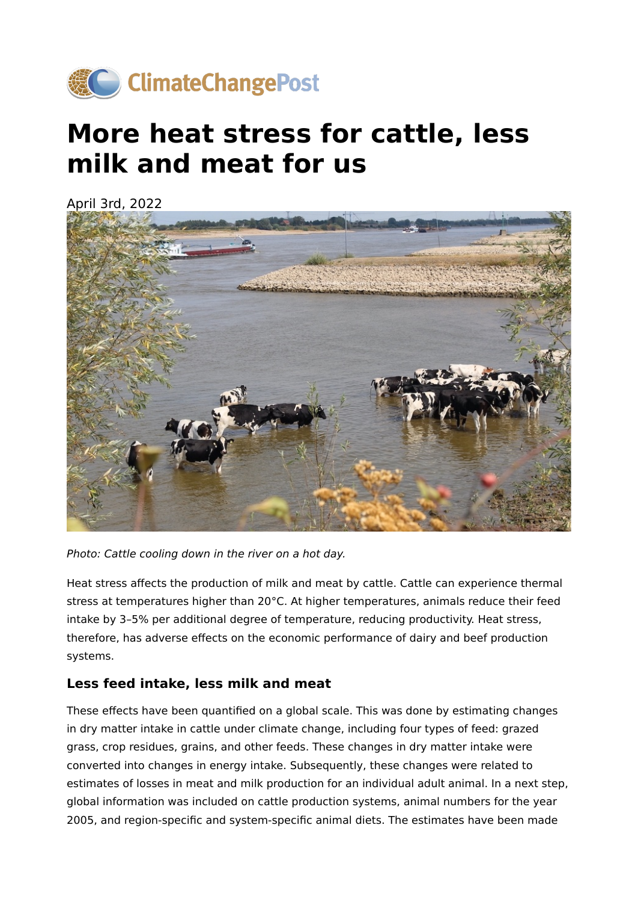# More heat stress for cattle, less milk and meat for us

April 3rd, 2022

*Photo: Cattle cooling down in the river on a hot day.*

Heat stress affects the production of milk and meat by cattle. Cattle can experience thermal stress at temperatures higher than 20°C. At higher temperatures, animals reduce their feed intake by 3–5% per additional degree of temperature, reducing productivity. Heat stress, therefore, has adverse effects on the economic performance of dairy and beef production systems.

### Less feed intake, less milk and meat

These effects have been quantified on a global scale. This was done by estimating changes in dry matter intake in cattle under climate change, including four types of feed: grazed grass, crop residues, grains, and other feeds. These changes in dry matter intake were converted into changes in energy intake. Subsequently, these changes were related to estimates of losses in meat and milk production for an individual adult animal. In a next step, global information was included on cattle production systems, animal numbers for the year 2005, and region-specific and system-specific animal diets. The estimates have been made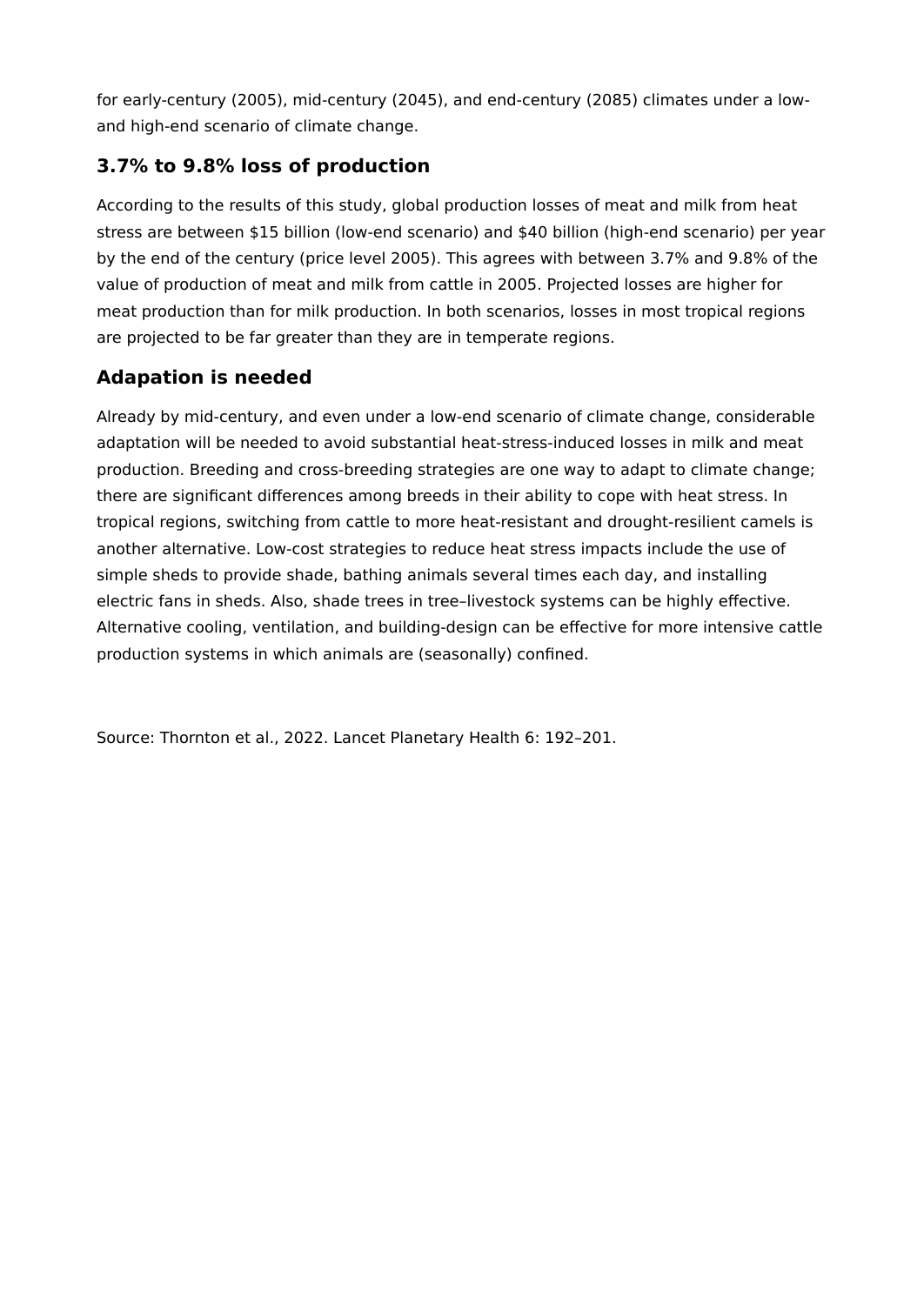for early-century (2005), mid-century (2045), and end-century (2085) climates under a low- and high-end scenario of climate change.

## 3.7% to 9.8% loss of production

According to the results of this study, global production losses of meat and milk from heat stress are between $15 billion (low-end scenario) and $40 billion (high-end scenario) per year by the end of the century (price level 2005). This agrees with between 3.7% and 9.8% of the value of production of meat and milk from cattle in 2005. Projected losses are higher for meat production than for milk production. In both scenarios, losses in most tropical regions are projected to be far greater than they are in temperate regions.

## Adapation is needed

Already by mid-century, and even under a low-end scenario of climate change, considerable adaptation will be needed to avoid substantial heat-stress-induced losses in milk and meat production. Breeding and cross-breeding strategies are one way to adapt to climate change; there are significant differences among breeds in their ability to cope with heat stress. In tropical regions, switching from cattle to more heat-resistant and drought-resilient camels is another alternative. Low-cost strategies to reduce heat stress impacts include the use of simple sheds to provide shade, bathing animals several times each day, and installing electric fans in sheds. Also, shade trees in tree–livestock systems can be highly effective. Alternative cooling, ventilation, and building-design can be effective for more intensive cattle production systems in which animals are (seasonally) confined.

Source: Thornton et al., 2022. Lancet Planetary Health 6: 192–201.